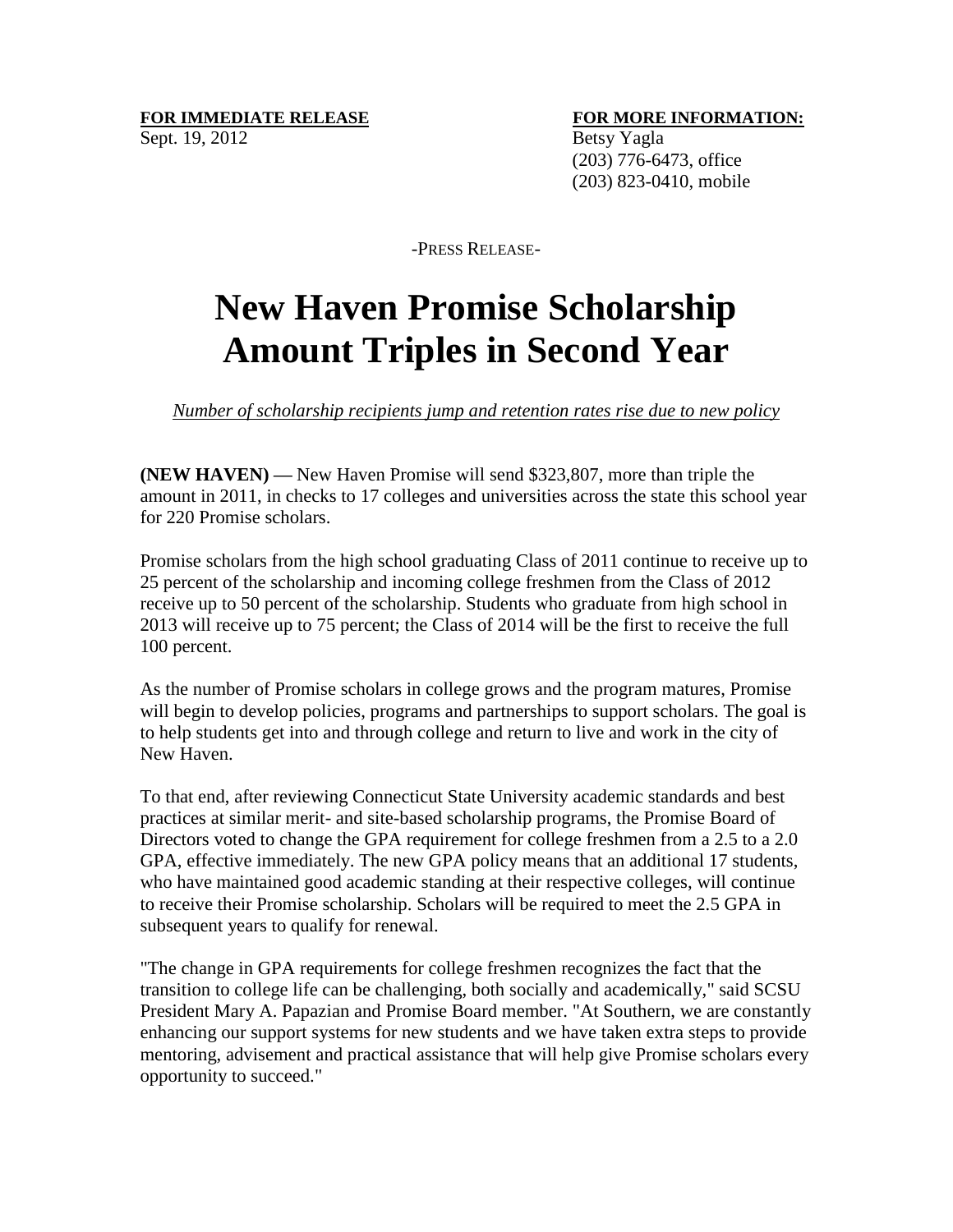**FOR IMMEDIATE RELEASE**
Sept. 19, 2012

**FOR MORE INFORMATION:**
Betsy Yagla
(203) 776-6473, office
(203) 823-0410, mobile

-PRESS RELEASE-

# New Haven Promise Scholarship Amount Triples in Second Year

*Number of scholarship recipients jump and retention rates rise due to new policy*

**(NEW HAVEN) —** New Haven Promise will send $323,807, more than triple the amount in 2011, in checks to 17 colleges and universities across the state this school year for 220 Promise scholars.

Promise scholars from the high school graduating Class of 2011 continue to receive up to 25 percent of the scholarship and incoming college freshmen from the Class of 2012 receive up to 50 percent of the scholarship. Students who graduate from high school in 2013 will receive up to 75 percent; the Class of 2014 will be the first to receive the full 100 percent.

As the number of Promise scholars in college grows and the program matures, Promise will begin to develop policies, programs and partnerships to support scholars. The goal is to help students get into and through college and return to live and work in the city of New Haven.

To that end, after reviewing Connecticut State University academic standards and best practices at similar merit- and site-based scholarship programs, the Promise Board of Directors voted to change the GPA requirement for college freshmen from a 2.5 to a 2.0 GPA, effective immediately. The new GPA policy means that an additional 17 students, who have maintained good academic standing at their respective colleges, will continue to receive their Promise scholarship. Scholars will be required to meet the 2.5 GPA in subsequent years to qualify for renewal.

"The change in GPA requirements for college freshmen recognizes the fact that the transition to college life can be challenging, both socially and academically," said SCSU President Mary A. Papazian and Promise Board member. "At Southern, we are constantly enhancing our support systems for new students and we have taken extra steps to provide mentoring, advisement and practical assistance that will help give Promise scholars every opportunity to succeed."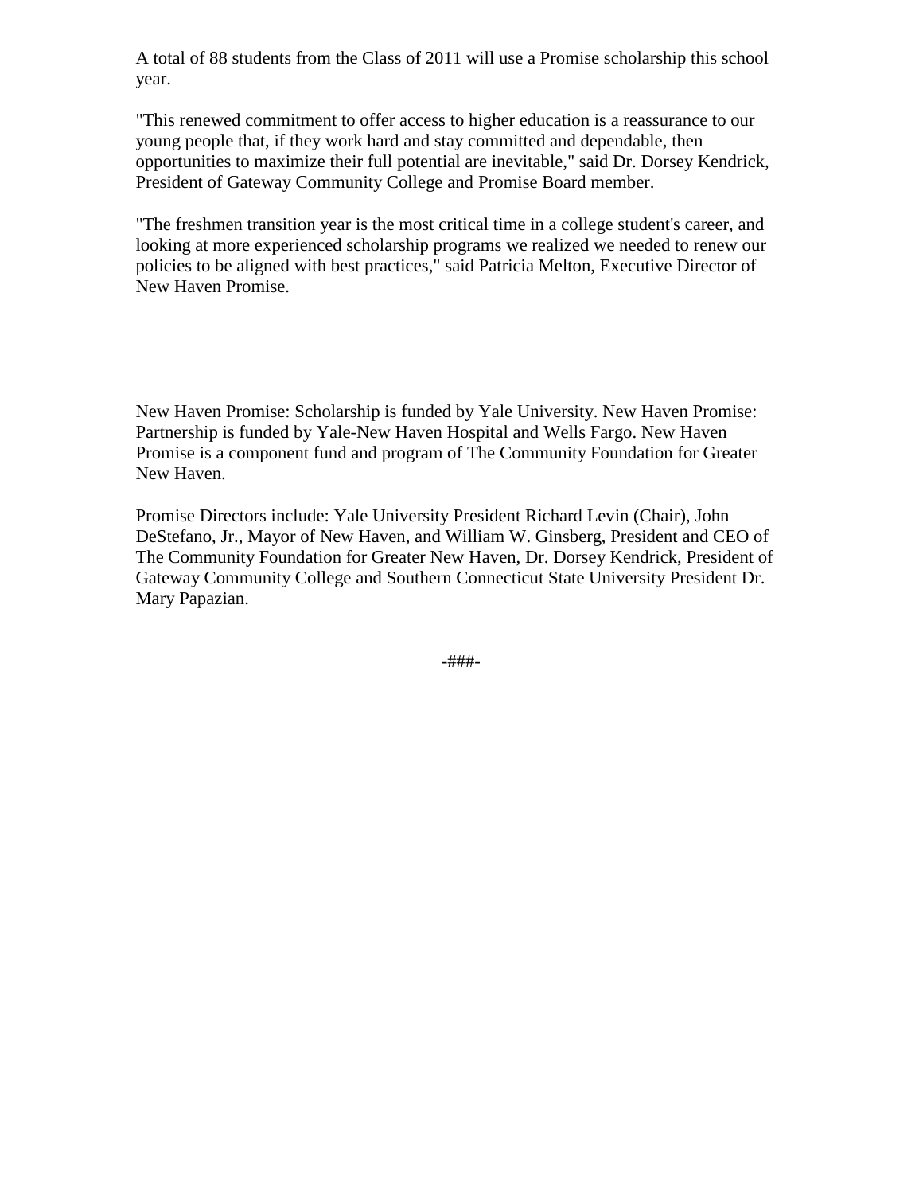A total of 88 students from the Class of 2011 will use a Promise scholarship this school year.

"This renewed commitment to offer access to higher education is a reassurance to our young people that, if they work hard and stay committed and dependable, then opportunities to maximize their full potential are inevitable," said Dr. Dorsey Kendrick, President of Gateway Community College and Promise Board member.

"The freshmen transition year is the most critical time in a college student's career, and looking at more experienced scholarship programs we realized we needed to renew our policies to be aligned with best practices," said Patricia Melton, Executive Director of New Haven Promise.

New Haven Promise: Scholarship is funded by Yale University. New Haven Promise: Partnership is funded by Yale-New Haven Hospital and Wells Fargo. New Haven Promise is a component fund and program of The Community Foundation for Greater New Haven.

Promise Directors include: Yale University President Richard Levin (Chair), John DeStefano, Jr., Mayor of New Haven, and William W. Ginsberg, President and CEO of The Community Foundation for Greater New Haven, Dr. Dorsey Kendrick, President of Gateway Community College and Southern Connecticut State University President Dr. Mary Papazian.

-###-